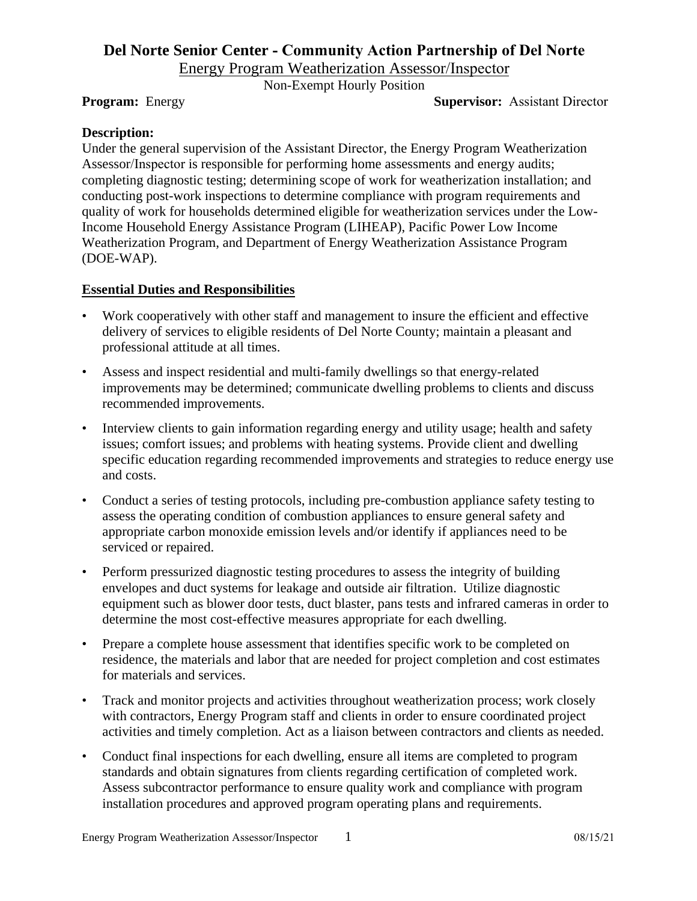# Del Norte Senior Center - Community Action Partnership of Del Norte

## Energy Program Weatherization Assessor/Inspector

Non-Exempt Hourly Position

**Program:** Energy **Supervisor:** Assistant Director

**Description:**

Under the general supervision of the Assistant Director, the Energy Program Weatherization Assessor/Inspector is responsible for performing home assessments and energy audits; completing diagnostic testing; determining scope of work for weatherization installation; and conducting post-work inspections to determine compliance with program requirements and quality of work for households determined eligible for weatherization services under the Low-Income Household Energy Assistance Program (LIHEAP), Pacific Power Low Income Weatherization Program, and Department of Energy Weatherization Assistance Program (DOE-WAP).

**Essential Duties and Responsibilities**

- Work cooperatively with other staff and management to insure the efficient and effective delivery of services to eligible residents of Del Norte County; maintain a pleasant and professional attitude at all times.
- Assess and inspect residential and multi-family dwellings so that energy-related improvements may be determined; communicate dwelling problems to clients and discuss recommended improvements.
- Interview clients to gain information regarding energy and utility usage; health and safety issues; comfort issues; and problems with heating systems. Provide client and dwelling specific education regarding recommended improvements and strategies to reduce energy use and costs.
- Conduct a series of testing protocols, including pre-combustion appliance safety testing to assess the operating condition of combustion appliances to ensure general safety and appropriate carbon monoxide emission levels and/or identify if appliances need to be serviced or repaired.
- Perform pressurized diagnostic testing procedures to assess the integrity of building envelopes and duct systems for leakage and outside air filtration. Utilize diagnostic equipment such as blower door tests, duct blaster, pans tests and infrared cameras in order to determine the most cost-effective measures appropriate for each dwelling.
- Prepare a complete house assessment that identifies specific work to be completed on residence, the materials and labor that are needed for project completion and cost estimates for materials and services.
- Track and monitor projects and activities throughout weatherization process; work closely with contractors, Energy Program staff and clients in order to ensure coordinated project activities and timely completion. Act as a liaison between contractors and clients as needed.
- Conduct final inspections for each dwelling, ensure all items are completed to program standards and obtain signatures from clients regarding certification of completed work. Assess subcontractor performance to ensure quality work and compliance with program installation procedures and approved program operating plans and requirements.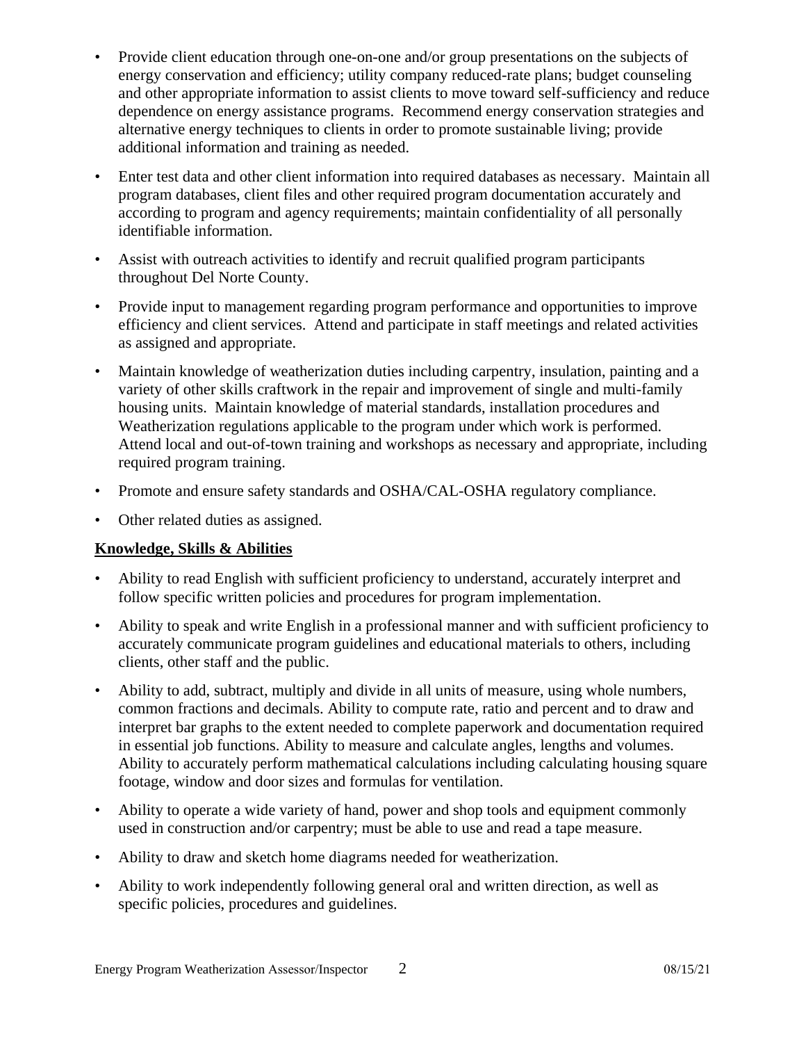- Provide client education through one-on-one and/or group presentations on the subjects of energy conservation and efficiency; utility company reduced-rate plans; budget counseling and other appropriate information to assist clients to move toward self-sufficiency and reduce dependence on energy assistance programs. Recommend energy conservation strategies and alternative energy techniques to clients in order to promote sustainable living; provide additional information and training as needed.
- Enter test data and other client information into required databases as necessary. Maintain all program databases, client files and other required program documentation accurately and according to program and agency requirements; maintain confidentiality of all personally identifiable information.
- Assist with outreach activities to identify and recruit qualified program participants throughout Del Norte County.
- Provide input to management regarding program performance and opportunities to improve efficiency and client services. Attend and participate in staff meetings and related activities as assigned and appropriate.
- Maintain knowledge of weatherization duties including carpentry, insulation, painting and a variety of other skills craftwork in the repair and improvement of single and multi-family housing units. Maintain knowledge of material standards, installation procedures and Weatherization regulations applicable to the program under which work is performed. Attend local and out-of-town training and workshops as necessary and appropriate, including required program training.
- Promote and ensure safety standards and OSHA/CAL-OSHA regulatory compliance.
- Other related duties as assigned.

**Knowledge, Skills & Abilities**

- Ability to read English with sufficient proficiency to understand, accurately interpret and follow specific written policies and procedures for program implementation.
- Ability to speak and write English in a professional manner and with sufficient proficiency to accurately communicate program guidelines and educational materials to others, including clients, other staff and the public.
- Ability to add, subtract, multiply and divide in all units of measure, using whole numbers, common fractions and decimals. Ability to compute rate, ratio and percent and to draw and interpret bar graphs to the extent needed to complete paperwork and documentation required in essential job functions. Ability to measure and calculate angles, lengths and volumes. Ability to accurately perform mathematical calculations including calculating housing square footage, window and door sizes and formulas for ventilation.
- Ability to operate a wide variety of hand, power and shop tools and equipment commonly used in construction and/or carpentry; must be able to use and read a tape measure.
- Ability to draw and sketch home diagrams needed for weatherization.
- Ability to work independently following general oral and written direction, as well as specific policies, procedures and guidelines.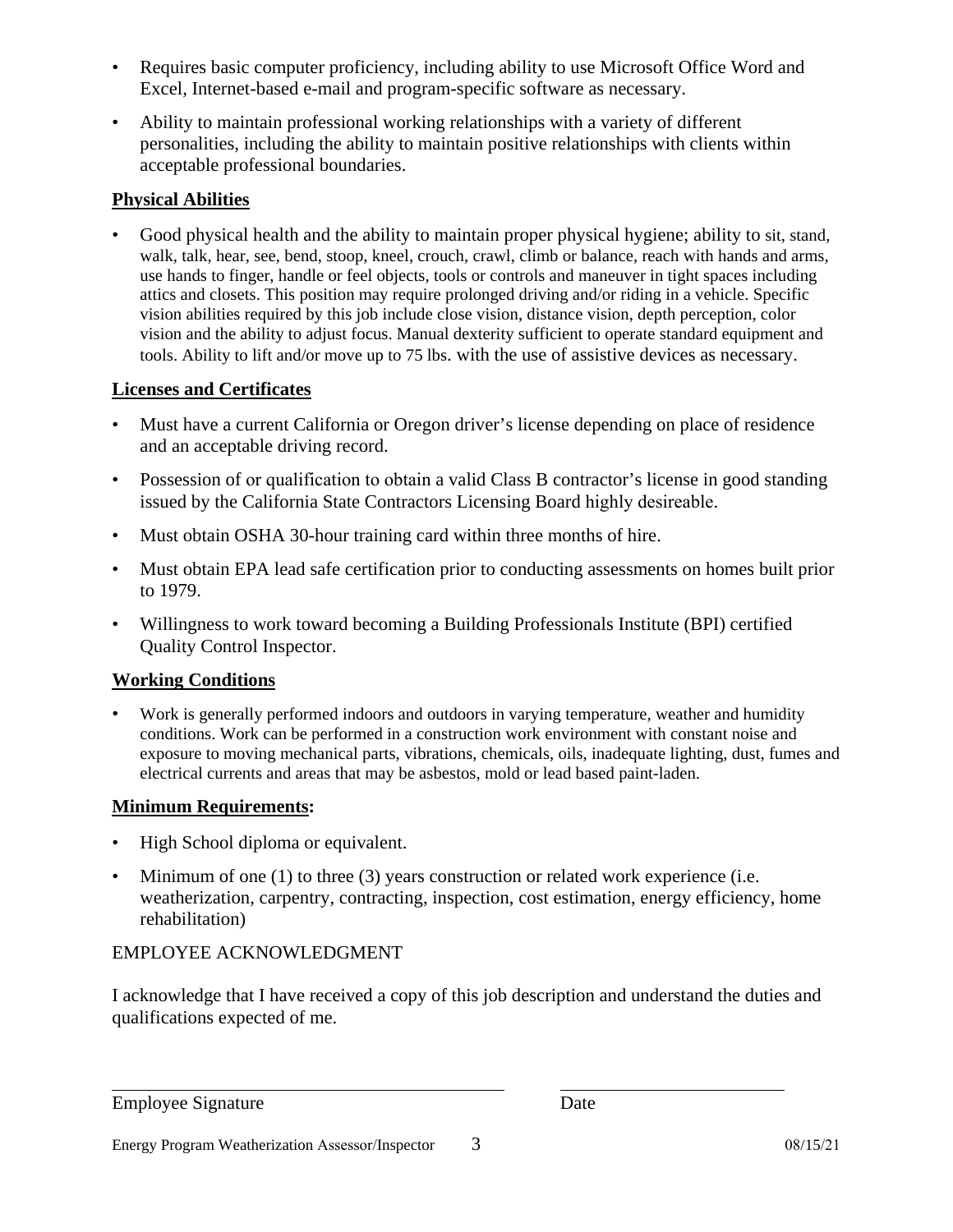- Requires basic computer proficiency, including ability to use Microsoft Office Word and Excel, Internet-based e-mail and program-specific software as necessary.
- Ability to maintain professional working relationships with a variety of different personalities, including the ability to maintain positive relationships with clients within acceptable professional boundaries.

**<u>Physical Abilities</u>**

- Good physical health and the ability to maintain proper physical hygiene; ability to sit, stand, walk, talk, hear, see, bend, stoop, kneel, crouch, crawl, climb or balance, reach with hands and arms, use hands to finger, handle or feel objects, tools or controls and maneuver in tight spaces including attics and closets. This position may require prolonged driving and/or riding in a vehicle. Specific vision abilities required by this job include close vision, distance vision, depth perception, color vision and the ability to adjust focus. Manual dexterity sufficient to operate standard equipment and tools. Ability to lift and/or move up to 75 lbs. with the use of assistive devices as necessary.

**<u>Licenses and Certificates</u>**

- Must have a current California or Oregon driver's license depending on place of residence and an acceptable driving record.
- Possession of or qualification to obtain a valid Class B contractor's license in good standing issued by the California State Contractors Licensing Board highly desireable.
- Must obtain OSHA 30-hour training card within three months of hire.
- Must obtain EPA lead safe certification prior to conducting assessments on homes built prior to 1979.
- Willingness to work toward becoming a Building Professionals Institute (BPI) certified Quality Control Inspector.

**<u>Working Conditions</u>**

- Work is generally performed indoors and outdoors in varying temperature, weather and humidity conditions. Work can be performed in a construction work environment with constant noise and exposure to moving mechanical parts, vibrations, chemicals, oils, inadequate lighting, dust, fumes and electrical currents and areas that may be asbestos, mold or lead based paint-laden.

**<u>Minimum Requirements</u>:**

- High School diploma or equivalent.
- Minimum of one (1) to three (3) years construction or related work experience (i.e. weatherization, carpentry, contracting, inspection, cost estimation, energy efficiency, home rehabilitation)

EMPLOYEE ACKNOWLEDGMENT

I acknowledge that I have received a copy of this job description and understand the duties and qualifications expected of me.

\_\_\_\_\_\_\_\_\_\_\_\_\_\_\_\_\_\_\_\_\_\_\_\_\_\_\_\_\_\_\_\_\_\_\_\_\_\_ \_\_\_\_\_\_\_\_\_\_\_\_\_\_\_\_\_\_\_\_\_\_\_

Employee Signature Date